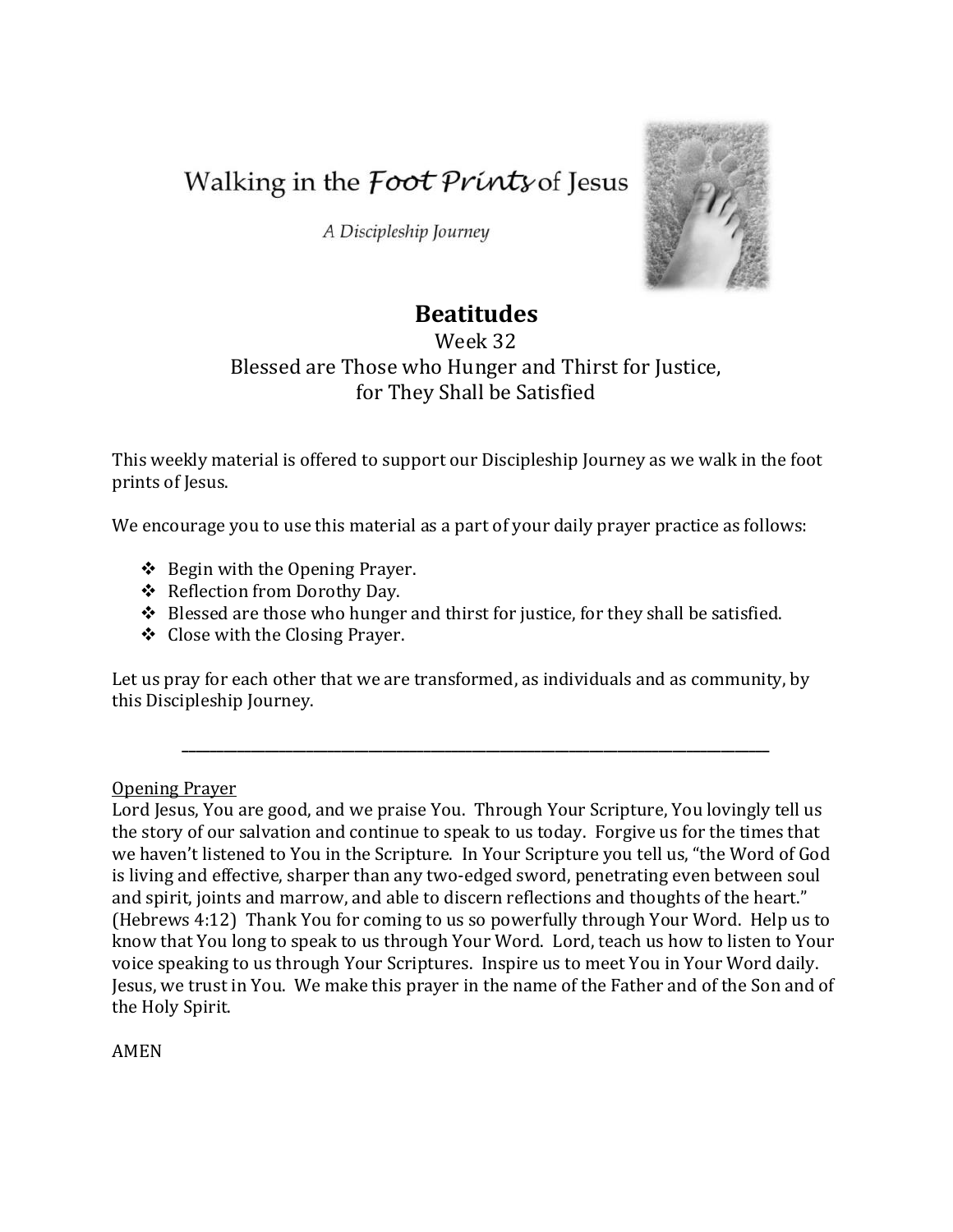# Walking in the *Foot Prints* of Jesus

*A Discipleship Journey*

## Beatitudes

Week 32

Blessed are Those who Hunger and Thirst for Justice, for They Shall be Satisfied

This weekly material is offered to support our Discipleship Journey as we walk in the foot prints of Jesus.

We encourage you to use this material as a part of your daily prayer practice as follows:

- Begin with the Opening Prayer.
- Reflection from Dorothy Day.
- Blessed are those who hunger and thirst for justice, for they shall be satisfied.
- Close with the Closing Prayer.

Let us pray for each other that we are transformed, as individuals and as community, by this Discipleship Journey.

---

Opening Prayer

Lord Jesus, You are good, and we praise You. Through Your Scripture, You lovingly tell us the story of our salvation and continue to speak to us today. Forgive us for the times that we haven't listened to You in the Scripture. In Your Scripture you tell us, "the Word of God is living and effective, sharper than any two-edged sword, penetrating even between soul and spirit, joints and marrow, and able to discern reflections and thoughts of the heart." (Hebrews 4:12) Thank You for coming to us so powerfully through Your Word. Help us to know that You long to speak to us through Your Word. Lord, teach us how to listen to Your voice speaking to us through Your Scriptures. Inspire us to meet You in Your Word daily. Jesus, we trust in You. We make this prayer in the name of the Father and of the Son and of the Holy Spirit.

AMEN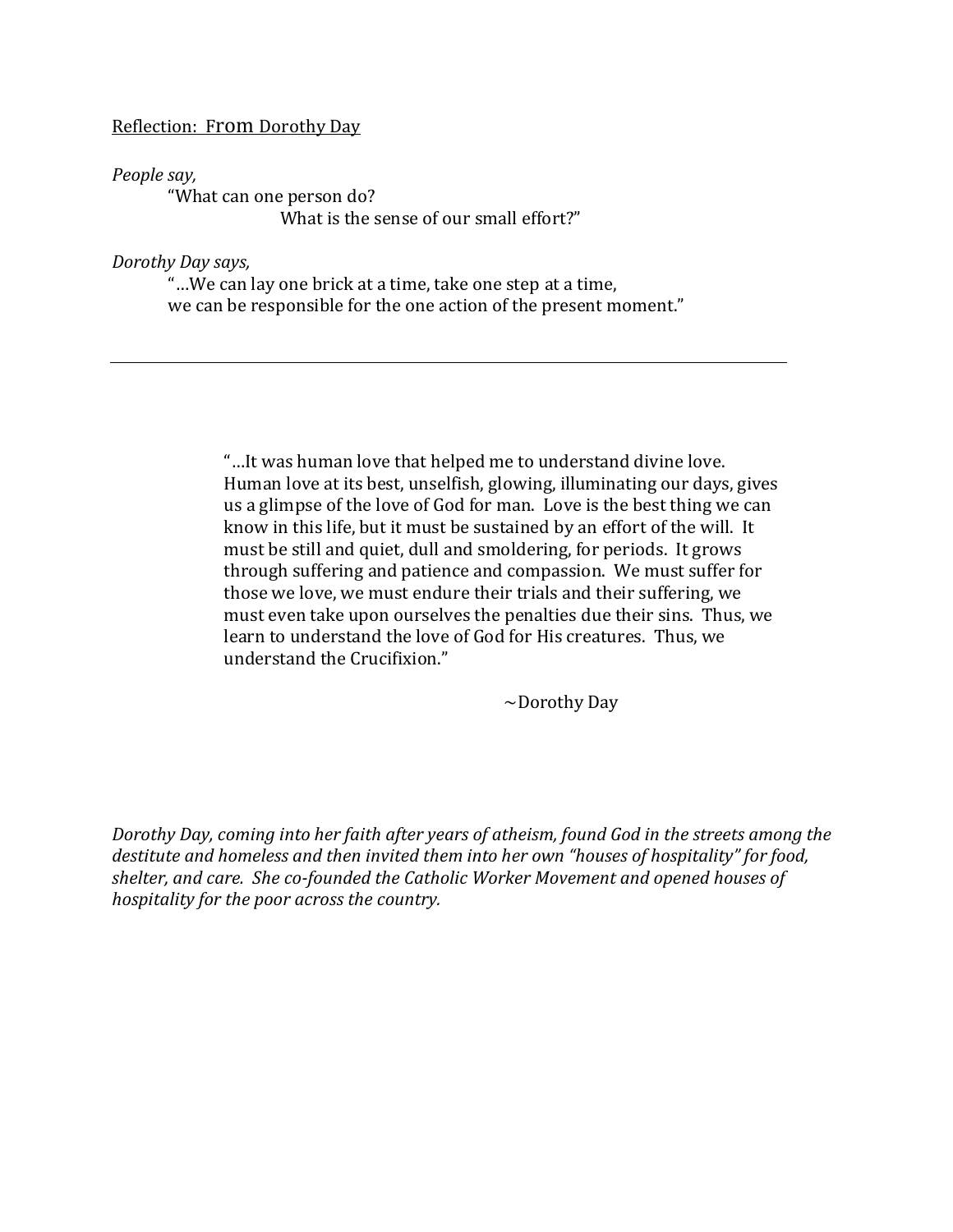Reflection: From Dorothy Day

*People say,*

"What can one person do?
What is the sense of our small effort?"

*Dorothy Day says,*

"…We can lay one brick at a time, take one step at a time,
we can be responsible for the one action of the present moment."

---

> "…It was human love that helped me to understand divine love. Human love at its best, unselfish, glowing, illuminating our days, gives us a glimpse of the love of God for man. Love is the best thing we can know in this life, but it must be sustained by an effort of the will. It must be still and quiet, dull and smoldering, for periods. It grows through suffering and patience and compassion. We must suffer for those we love, we must endure their trials and their suffering, we must even take upon ourselves the penalties due their sins. Thus, we learn to understand the love of God for His creatures. Thus, we understand the Crucifixion."
>
> ~Dorothy Day

*Dorothy Day, coming into her faith after years of atheism, found God in the streets among the destitute and homeless and then invited them into her own "houses of hospitality" for food, shelter, and care. She co-founded the Catholic Worker Movement and opened houses of hospitality for the poor across the country.*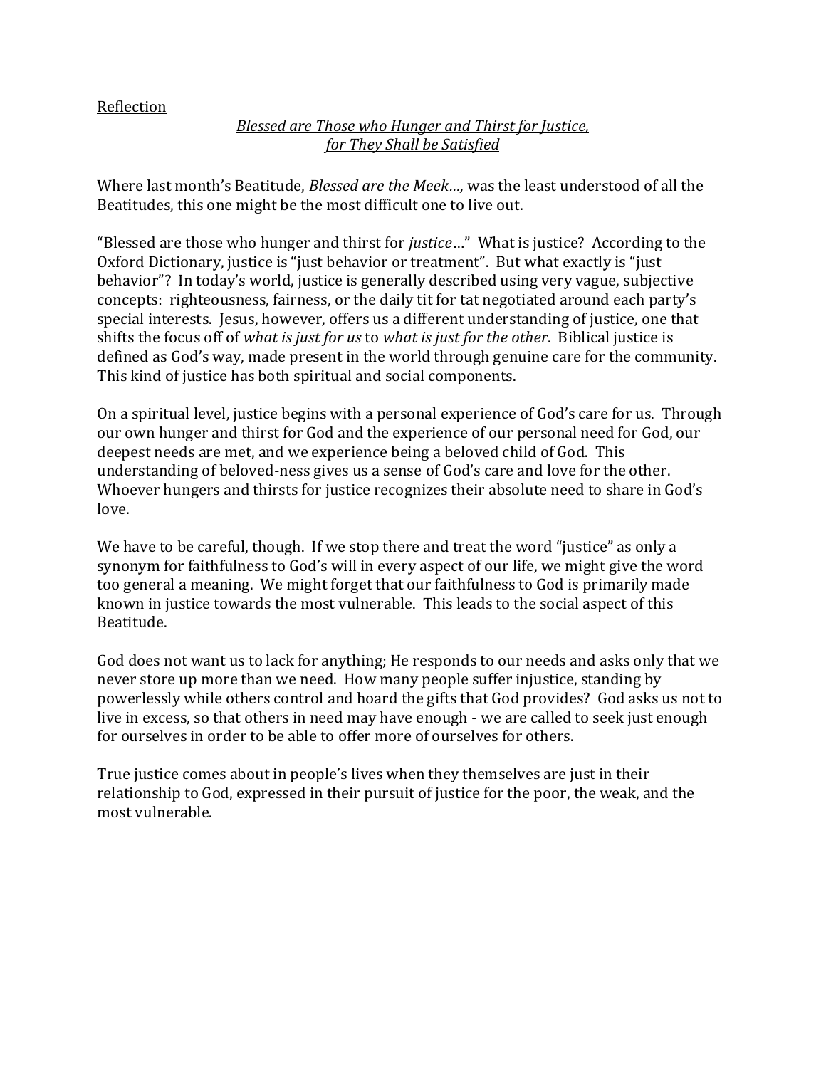Reflection

## *Blessed are Those who Hunger and Thirst for Justice, for They Shall be Satisfied*

Where last month's Beatitude, *Blessed are the Meek…,* was the least understood of all the Beatitudes, this one might be the most difficult one to live out.

"Blessed are those who hunger and thirst for *justice*…" What is justice? According to the Oxford Dictionary, justice is "just behavior or treatment". But what exactly is "just behavior"? In today's world, justice is generally described using very vague, subjective concepts: righteousness, fairness, or the daily tit for tat negotiated around each party's special interests. Jesus, however, offers us a different understanding of justice, one that shifts the focus off of *what is just for us* to *what is just for the other*. Biblical justice is defined as God's way, made present in the world through genuine care for the community. This kind of justice has both spiritual and social components.

On a spiritual level, justice begins with a personal experience of God's care for us. Through our own hunger and thirst for God and the experience of our personal need for God, our deepest needs are met, and we experience being a beloved child of God. This understanding of beloved-ness gives us a sense of God's care and love for the other. Whoever hungers and thirsts for justice recognizes their absolute need to share in God's love.

We have to be careful, though. If we stop there and treat the word "justice" as only a synonym for faithfulness to God's will in every aspect of our life, we might give the word too general a meaning. We might forget that our faithfulness to God is primarily made known in justice towards the most vulnerable. This leads to the social aspect of this Beatitude.

God does not want us to lack for anything; He responds to our needs and asks only that we never store up more than we need. How many people suffer injustice, standing by powerlessly while others control and hoard the gifts that God provides? God asks us not to live in excess, so that others in need may have enough - we are called to seek just enough for ourselves in order to be able to offer more of ourselves for others.

True justice comes about in people's lives when they themselves are just in their relationship to God, expressed in their pursuit of justice for the poor, the weak, and the most vulnerable.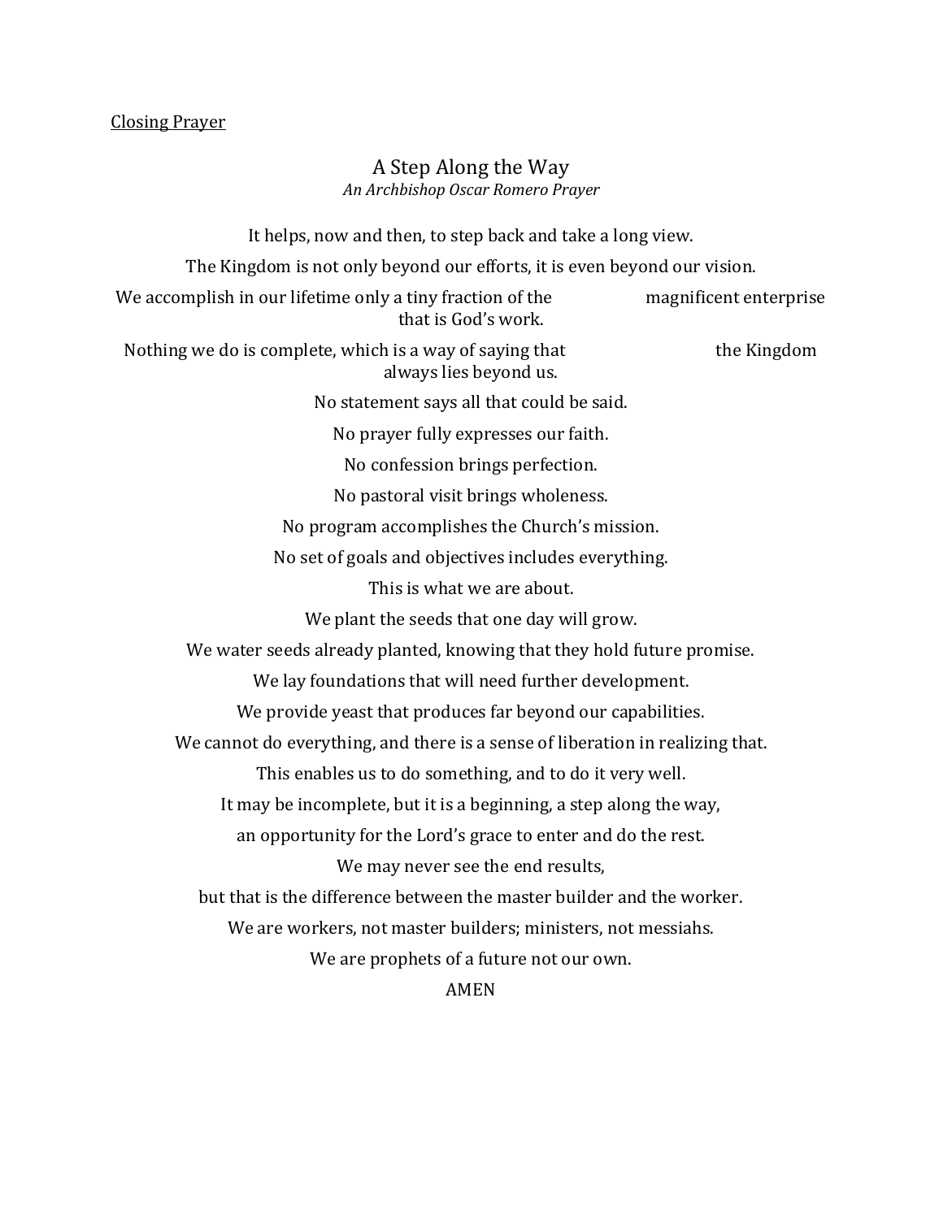<u>Closing Prayer</u>

## A Step Along the Way

*An Archbishop Oscar Romero Prayer*

It helps, now and then, to step back and take a long view.

The Kingdom is not only beyond our efforts, it is even beyond our vision.

We accomplish in our lifetime only a tiny fraction of the magnificent enterprise that is God's work.

Nothing we do is complete, which is a way of saying that the Kingdom always lies beyond us.

No statement says all that could be said.

No prayer fully expresses our faith.

No confession brings perfection.

No pastoral visit brings wholeness.

No program accomplishes the Church's mission.

No set of goals and objectives includes everything.

This is what we are about.

We plant the seeds that one day will grow.

We water seeds already planted, knowing that they hold future promise.

We lay foundations that will need further development.

We provide yeast that produces far beyond our capabilities.

We cannot do everything, and there is a sense of liberation in realizing that.

This enables us to do something, and to do it very well.

It may be incomplete, but it is a beginning, a step along the way,

an opportunity for the Lord's grace to enter and do the rest.

We may never see the end results,

but that is the difference between the master builder and the worker.

We are workers, not master builders; ministers, not messiahs.

We are prophets of a future not our own.

AMEN